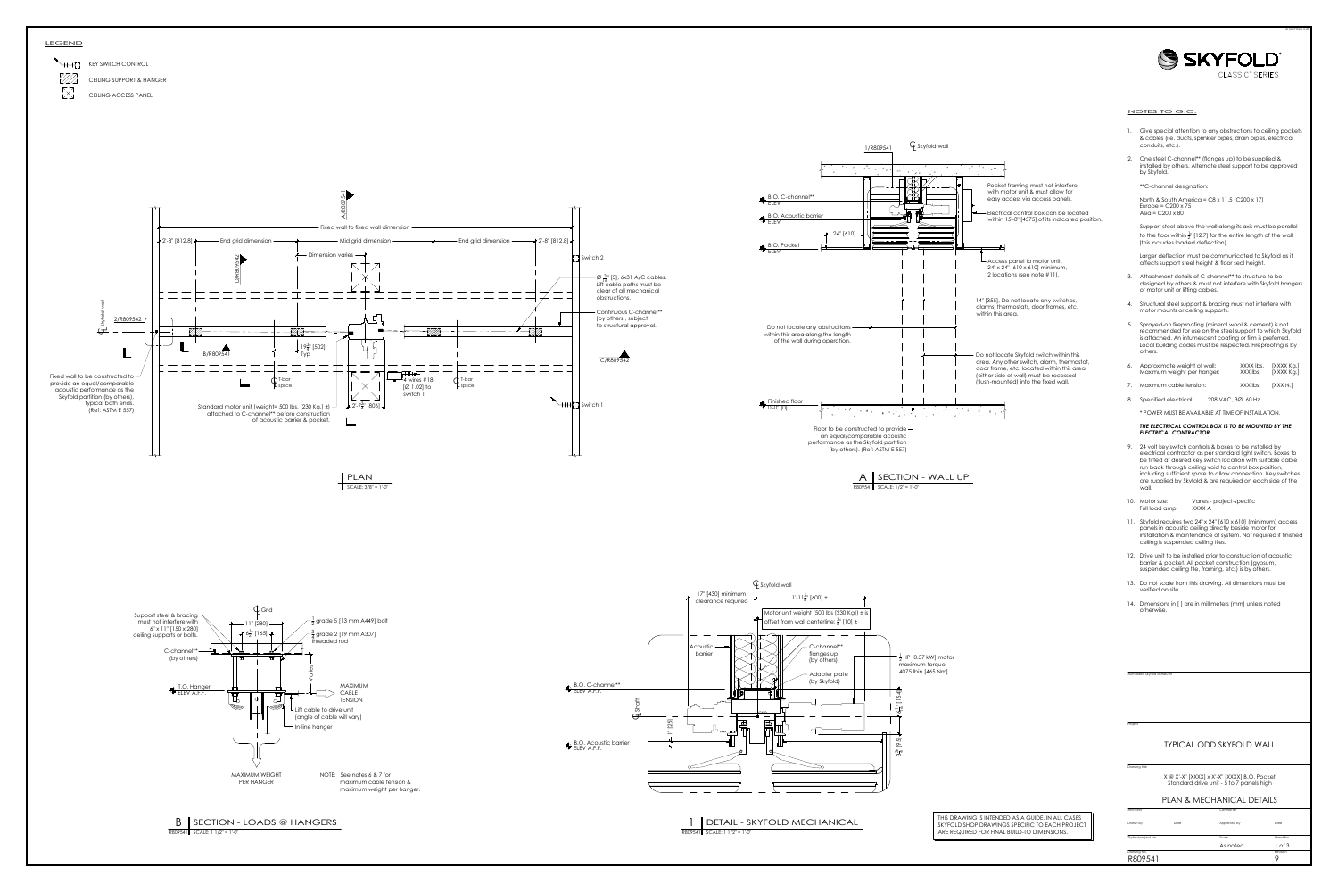# LEGEND

- KEY SWITCH CONTROL
- CEILING SUPPORT & HANGER
- CEILING ACCESS PANEL

## NOTES TO G.C.

1. Give special attention to any obstructions to ceiling pockets & cables (i.e. ducts, sprinkler pipes, drain pipes, electrical conduits, etc.).
2. One steel C-channel** (flanges up) to be supplied & installed by others. Alternate steel support to be approved by Skyfold.

   **C-channel designation:

   North & South America = C8 x 11.5 [C200 x 17]
   Europe = C200 x 75
   Asia = C200 x 80

   Support steel above the wall along its axis must be parallel to the floor within ½" [12.7] for the entire length of the wall (this includes loaded deflection).

   Larger deflection must be communicated to Skyfold as it affects support steel height & floor seal height.
3. Attachment details of C-channel** to structure to be designed by others & must not interfere with Skyfold hangers or motor unit or lifting cables.
4. Structural steel support & bracing must not interfere with motor mounts or ceiling supports.
5. Sprayed-on fireproofing (mineral wool & cement) is not recommended for use on the steel support to which Skyfold is attached. An intumescent coating or film is preferred. Local building codes must be respected. Fireproofing is by others.
6. Approximate weight of wall: XXXX lbs. [XXXX Kg.]
   Maximum weight per hanger: XXX lbs. [XXXX Kg.]
7. Maximum cable tension: XXX lbs. [XXX N.]
8. Specified electrical: 208 VAC, 3Ø, 60 Hz.

   * POWER MUST BE AVAILABLE AT TIME OF INSTALLATION.

   ***THE ELECTRICAL CONTROL BOX IS TO BE MOUNTED BY THE ELECTRICAL CONTRACTOR.***
9. 24 volt key switch controls & boxes to be installed by electrical contractor as per standard light switch. Boxes to be fitted at desired key switch location with suitable cable run back through ceiling void to control box position, including sufficient spare to allow connection. Key switches are supplied by Skyfold & are required on each side of the wall.
10. Motor size: Varies - project-specific
    Full load amp: XXXX A
11. Skyfold requires two 24" x 24" [610 x 610] (minimum) access panels in acoustic ceiling directly beside motor for installation & maintenance of system. Not required if finished ceiling is suspended ceiling tiles.
12. Drive unit to be installed prior to construction of acoustic barrier & pocket. All pocket construction (gypsum, suspended ceiling tile, framing, etc.) is by others.
13. Do not scale from this drawing. All dimensions must be verified on site.
14. Dimensions in [ ] are in millimeters (mm) unless noted otherwise.

---

## PLAN
SCALE: 3/8" = 1'-0"

- Fixed wall to fixed wall dimension
- 2'-8" [812.8] — End grid dimension — Mid grid dimension — End grid dimension — 2'-8" [812.8]
- Dimension varies
- A/R809541, D/R809542, 2/R809542, B/R809541, C/R809542
- Ø 3/16" [5], 6x31 A/C cables. Lift cable paths must be clear of all mechanical obstructions.
- Continuous C-channel** (by others), subject to structural approval.
- 19¾" [502] Typ
- T-bar splice
- 4 wires #18 [Ø 1.02] to switch 1
- 2'-7¾" [806]
- Switch 1, Switch 2
- Fixed wall to be constructed to provide an equal/comparable acoustic performance as the Skyfold partition (by others), typical both ends. (Ref: ASTM E 557)
- Standard motor unit (weight= 500 lbs. [230 Kg.] ±) attached to C-channel** before construction of acoustic barrier & pocket.
- Skyfold wall

## A | SECTION - WALL UP
R809541 SCALE: 1/2" = 1'-0"

- 1/R809541
- Skyfold wall
- B.O. C-channel** ELEV
- B.O. Acoustic barrier ELEV
- B.O. Pocket ELEV
- 24" [610]
- Pocket framing must not interfere with motor unit & must allow for easy access via access panels.
- Electrical control box can be located within 15'-0" [4575] of its indicated position.
- Access panel to motor unit, 24" x 24" [610 x 610] minimum, 2 locations (see note #11).
- 14" [355]. Do not locate any switches, alarms, thermostats, door frames, etc. within this area.
- Do not locate any obstructions within this area along the length of the wall during operation.
- Do not locate Skyfold switch within this area. Any other switch, alarm, thermostat, door frame, etc. located within this area (either side of wall) must be recessed (flush-mounted) into the fixed wall.
- Finished floor 0'-0" [0]
- Floor to be constructed to provide an equal/comparable acoustic performance as the Skyfold partition (by others). (Ref: ASTM E 557)

## B | SECTION - LOADS @ HANGERS
R809541 SCALE: 1 1/2" = 1'-0"

- Grid
- Support steel & bracing must not interfere with 6" x 11" [150 x 280] ceiling supports or bolts.
- 11" [280]
- 6½" [165]
- ½ grade 5 [13 mm A449] bolt
- ¾ grade 2 [19 mm A307] threaded rod
- C-channel** (by others)
- T.O. Hanger ELEV A.F.F.
- Varies
- MAXIMUM CABLE TENSION
- Lift cable to drive unit (angle of cable will vary)
- In-line hanger
- MAXIMUM WEIGHT PER HANGER
- NOTE: See notes 6 & 7 for maximum cable tension & maximum weight per hanger.

## 1 | DETAIL - SKYFOLD MECHANICAL
R809541 SCALE: 1 1/2" = 1'-0"

- Skyfold wall
- 17" [430] minimum clearance required
- 1'-11⅝" [600] ±
- Motor unit weight (500 lbs [230 Kg]) ± is offset from wall centerline: ⅜" [10] ±
- Acoustic barrier
- C-channel** flanges up (by others)
- Adapter plate (by Skyfold)
- ½ HP [0.37 kW] motor maximum torque 4075 lbin [465 Nm]
- B.O. C-channel** ELEV A.F.F.
- B.O. Acoustic barrier ELEV A.F.F.
- Shaft
- 1" [25]
- 4⅝" [116]
- 3⅜" [85]

THIS DRAWING IS INTENDED AS A GUIDE. IN ALL CASES SKYFOLD SHOP DRAWINGS SPECIFIC TO EACH PROJECT ARE REQUIRED FOR FINAL BUILD-TO DIMENSIONS.

---

**SKYFOLD® CLASSIC™ SERIES**

Authorized Skyfold distributor

Project

# TYPICAL ODD SKYFOLD WALL

Drawing title

X' @ X'-X" [XXXX] x X'-X" [XXXX] B.O. Pocket
Standard drive unit - 5 to 7 panels high

## PLAN & MECHANICAL DETAILS

| Skyfold project No. | Scale | Sheet No. |
|---|---|---|
| | As noted | 1 of 3 |

| Drawing No. | Revision |
|---|---|
| R809541 | 9 |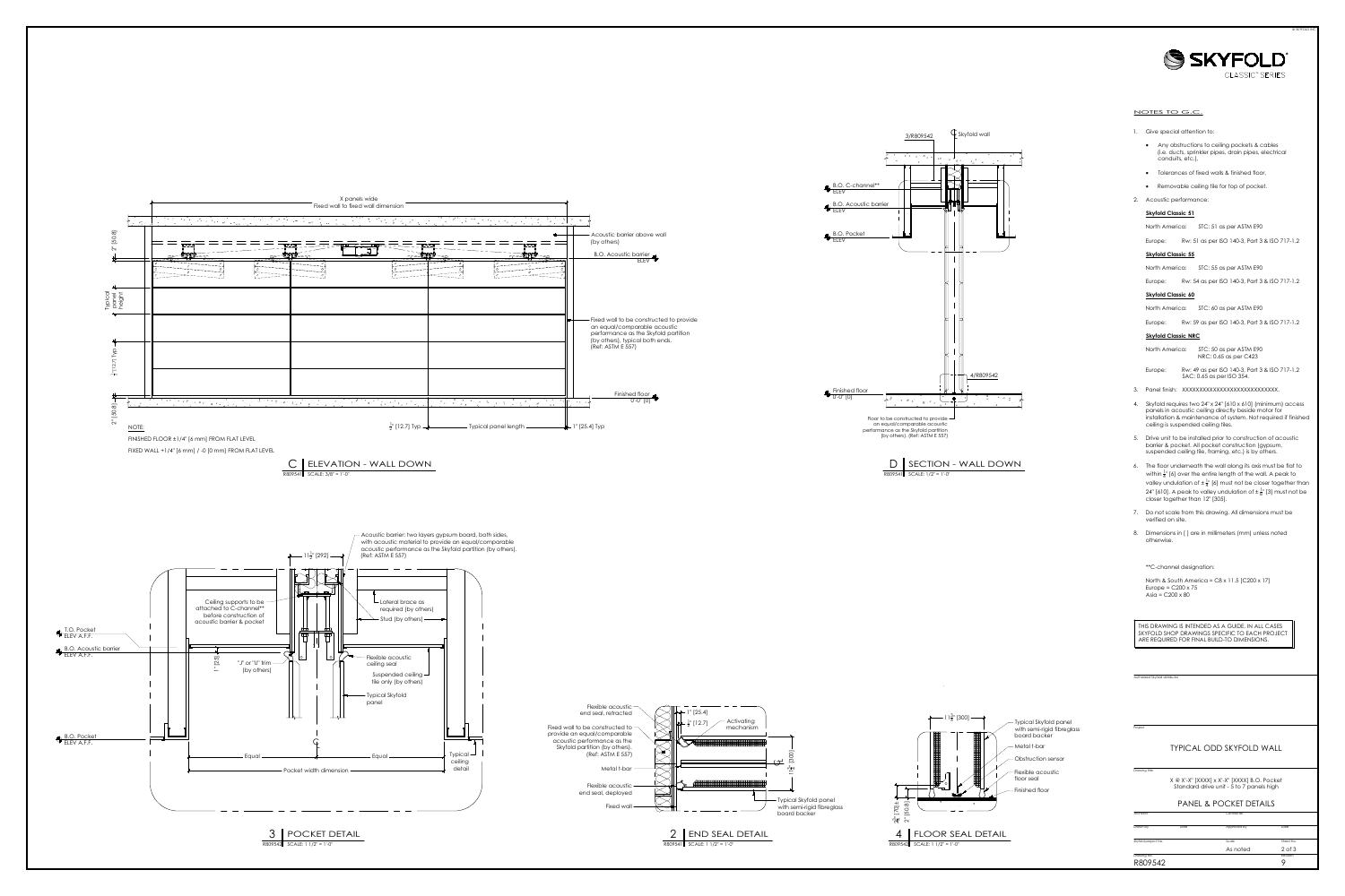SKYFOLD® CLASSIC™ SERIES

## NOTES TO G.C.

1. Give special attention to:
   - Any obstructions to ceiling pockets & cables (i.e. ducts, sprinkler pipes, drain pipes, electrical conduits, etc.).
   - Tolerances of fixed walls & finished floor.
   - Removable ceiling tile for top of pocket.
2. Acoustic performance:

   **Skyfold Classic 51**

   North America: STC: 51 as per ASTM E90

   Europe: Rw: 51 as per ISO 140-3, Part 3 & ISO 717-1,2

   **Skyfold Classic 55**

   North America: STC: 55 as per ASTM E90

   Europe: Rw: 54 as per ISO 140-3, Part 3 & ISO 717-1,2

   **Skyfold Classic 60**

   North America: STC: 60 as per ASTM E90

   Europe: Rw: 59 as per ISO 140-3, Part 3 & ISO 717-1,2

   **Skyfold Classic NRC**

   North America: STC: 50 as per ASTM E90
   NRC: 0.65 as per C423

   Europe: Rw: 49 as per ISO 140-3, Part 3 & ISO 717-1,2
   SAC: 0.65 as per ISO 354.
3. Panel finish: XXXXXXXXXXXXXXXXXXXXXXXXXX.
4. Skyfold requires two 24" x 24" [610 x 610] (minimum) access panels in acoustic ceiling directly beside motor for installation & maintenance of system. Not required if finished ceiling is suspended ceiling tiles.
5. Drive unit to be installed prior to construction of acoustic barrier & pocket. All pocket construction (gypsum, suspended ceiling tile, framing, etc.) is by others.
6. The floor underneath the wall along its axis must be flat to within $\frac{1}{4}$" [6] over the entire length of the wall. A peak to valley undulation of $\pm\frac{1}{4}$" [6] must not be closer together than 24" [610]. A peak to valley undulation of $\pm\frac{1}{8}$" [3] must not be closer together than 12" [305].
7. Do not scale from this drawing. All dimensions must be verified on site.
8. Dimensions in [ ] are in millimeters (mm) unless noted otherwise.

**C-channel designation:

North & South America = C8 x 11.5 [C200 x 17]
Europe = C200 x 75
Asia = C200 x 80

THIS DRAWING IS INTENDED AS A GUIDE. IN ALL CASES SKYFOLD SHOP DRAWINGS SPECIFIC TO EACH PROJECT ARE REQUIRED FOR FINAL BUILD-TO DIMENSIONS.

---

X panels wide
Fixed wall to fixed wall dimension

Acoustic barrier above wall (by others)

B.O. Acoustic barrier ELEV

Typical panel height

Fixed wall to be constructed to provide an equal/comparable acoustic performance as the Skyfold partition (by others), typical both ends. (Ref: ASTM E 557)

Finished floor 0'-0" [0]

2" [50.8]

$\frac{1}{2}$" [12.7] Typ

Typical panel length

1" [25.4] Typ

NOTE:

FINISHED FLOOR ±1/4" [6 mm] FROM FLAT LEVEL

FIXED WALL +1/4" [6 mm] / -0 [0 mm] FROM FLAT LEVEL

C | ELEVATION - WALL DOWN
R809541 SCALE: 3/8" = 1'-0"

---

3/R809542 ℄ Skyfold wall

B.O. C-channel** ELEV

B.O. Acoustic barrier ELEV

B.O. Pocket ELEV

4/R809542

Finished floor 0'-0" [0]

Floor to be constructed to provide an equal/comparable acoustic performance as the Skyfold partition (by others). (Ref: ASTM E 557)

D | SECTION - WALL DOWN
R809541 SCALE: 1/2" = 1'-0"

---

Acoustic barrier: two layers gypsum board, both sides, with acoustic material to provide an equal/comparable acoustic performance as the Skyfold partition (by others). (Ref: ASTM E 557)

11$\frac{1}{2}$" [292]

Ceiling supports to be attached to C-channel** before construction of acoustic barrier & pocket

Lateral brace as required (by others)

Stud (by others)

T.O. Pocket ELEV A.F.F.

B.O. Acoustic barrier ELEV A.F.F.

"J" or "U" trim (by others)

1" [25]

Flexible acoustic ceiling seal

Suspended ceiling tile only (by others)

Typical Skyfold panel

B.O. Pocket ELEV A.F.F.

Equal

Equal

Pocket width dimension

Typical ceiling detail

3 | POCKET DETAIL
R809542 SCALE: 1 1/2" = 1'-0"

---

Flexible acoustic end seal, retracted

Fixed wall to be constructed to provide an equal/comparable acoustic performance as the Skyfold partition (by others). (Ref: ASTM E 557)

1" [25.4]

$\frac{1}{2}$" [12.7]

Activating mechanism

11$\frac{13}{16}$" [300]

Metal t-bar

Flexible acoustic end seal, deployed

Fixed wall

Typical Skyfold panel with semi-rigid fibreglass board backer

2 | END SEAL DETAIL
R809541 SCALE: 1 1/2" = 1'-0"

---

11$\frac{13}{16}$" [300]

Typical Skyfold panel with semi-rigid fibreglass board backer

Metal t-bar

Obstruction sensor

Flexible acoustic floor seal

Finished floor

$\frac{3}{4}$" [19]

2" [50.8]

4 | FLOOR SEAL DETAIL
R809542 SCALE: 1 1/2" = 1'-0"

---

Project

TYPICAL ODD SKYFOLD WALL

Drawing title

X @ X'-X" [XXXX] x X'-X" [XXXX] B.O. Pocket
Standard drive unit - 5 to 7 panels high

PANEL & POCKET DETAILS

| Scale | Sheet No. |
|---|---|
| As noted | 2 of 3 |

| Drawing No. | Revision |
|---|---|
| R809542 | 9 |